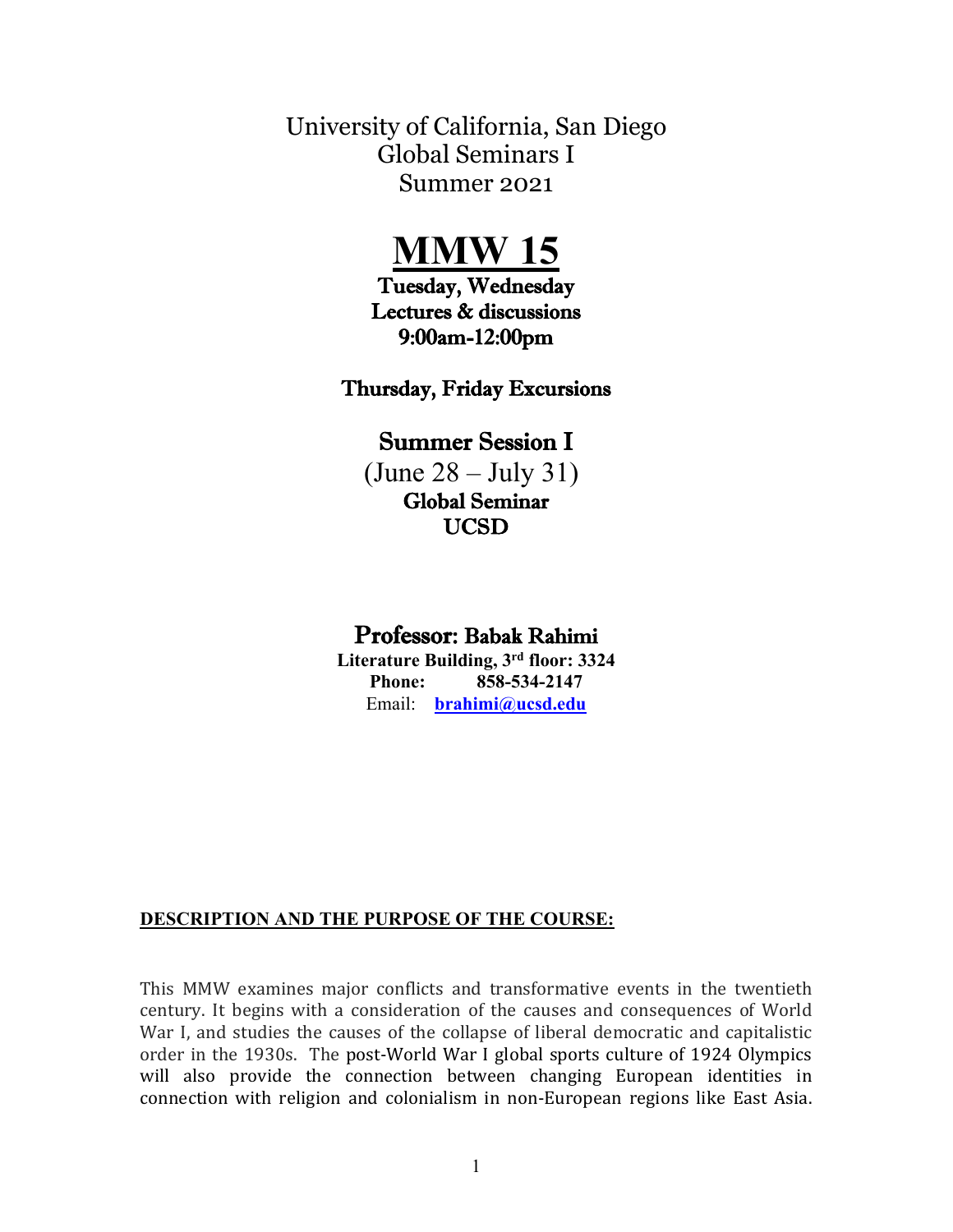University of California, San Diego
Global Seminars I
Summer 2021

# MMW 15

**Tuesday, Wednesday**
**Lectures & discussions**
**9:00am-12:00pm**

**Thursday, Friday Excursions**

**Summer Session I**
(June 28 – July 31)
**Global Seminar**
**UCSD**

## Professor: Babak Rahimi

**Literature Building, 3rd floor: 3324**
**Phone: 858-534-2147**
Email: **brahimi@ucsd.edu**

### DESCRIPTION AND THE PURPOSE OF THE COURSE:

This MMW examines major conflicts and transformative events in the twentieth century. It begins with a consideration of the causes and consequences of World War I, and studies the causes of the collapse of liberal democratic and capitalistic order in the 1930s. The post-World War I global sports culture of 1924 Olympics will also provide the connection between changing European identities in connection with religion and colonialism in non-European regions like East Asia.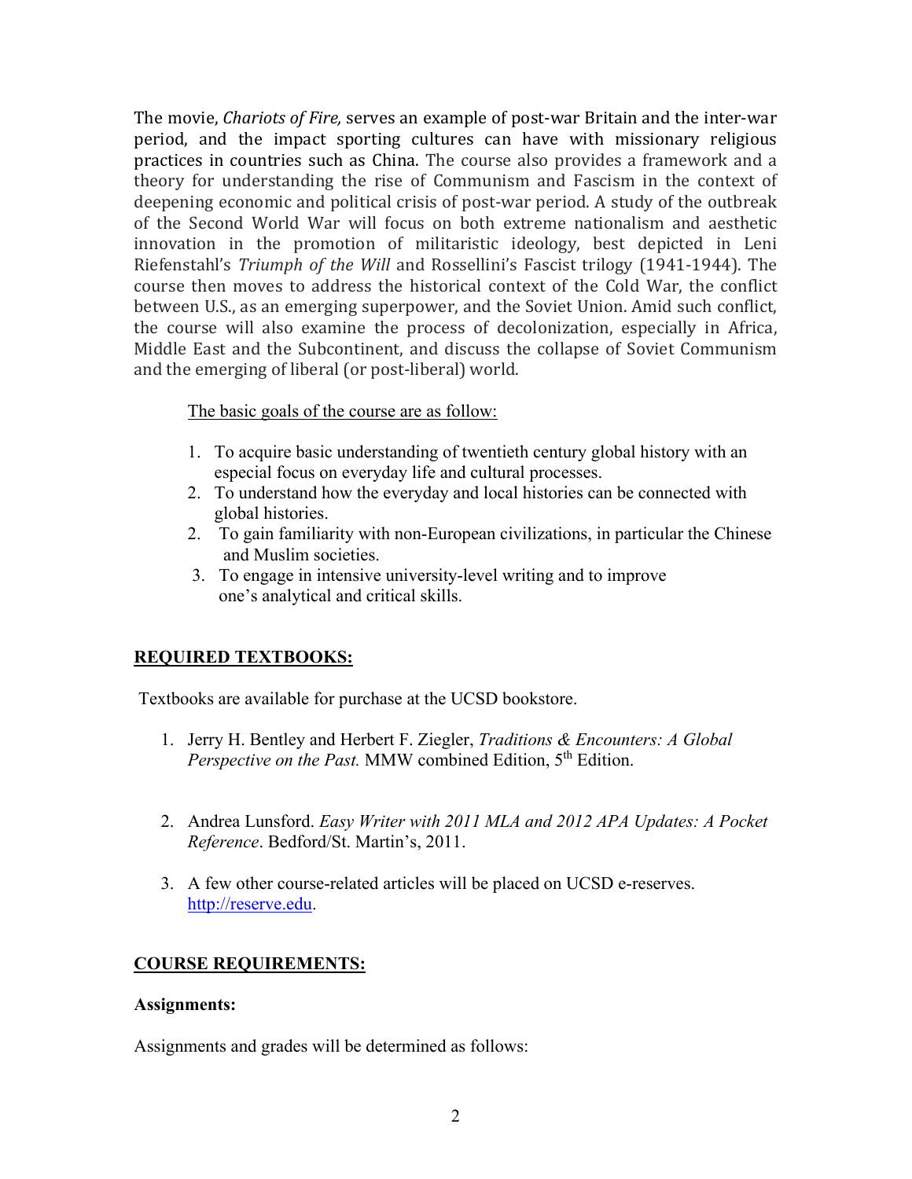The movie, *Chariots of Fire,* serves an example of post-war Britain and the inter-war period, and the impact sporting cultures can have with missionary religious practices in countries such as China. The course also provides a framework and a theory for understanding the rise of Communism and Fascism in the context of deepening economic and political crisis of post-war period. A study of the outbreak of the Second World War will focus on both extreme nationalism and aesthetic innovation in the promotion of militaristic ideology, best depicted in Leni Riefenstahl's *Triumph of the Will* and Rossellini's Fascist trilogy (1941-1944). The course then moves to address the historical context of the Cold War, the conflict between U.S., as an emerging superpower, and the Soviet Union. Amid such conflict, the course will also examine the process of decolonization, especially in Africa, Middle East and the Subcontinent, and discuss the collapse of Soviet Communism and the emerging of liberal (or post-liberal) world.

<u>The basic goals of the course are as follow:</u>

1. To acquire basic understanding of twentieth century global history with an especial focus on everyday life and cultural processes.
2. To understand how the everyday and local histories can be connected with global histories.
2. To gain familiarity with non-European civilizations, in particular the Chinese and Muslim societies.
3. To engage in intensive university-level writing and to improve one's analytical and critical skills.

## <u>REQUIRED TEXTBOOKS:</u>

Textbooks are available for purchase at the UCSD bookstore.

1. Jerry H. Bentley and Herbert F. Ziegler, *Traditions & Encounters: A Global Perspective on the Past.* MMW combined Edition, 5th Edition.

2. Andrea Lunsford. *Easy Writer with 2011 MLA and 2012 APA Updates: A Pocket Reference*. Bedford/St. Martin's, 2011.

3. A few other course-related articles will be placed on UCSD e-reserves. http://reserve.edu.

## <u>COURSE REQUIREMENTS:</u>

**Assignments:**

Assignments and grades will be determined as follows: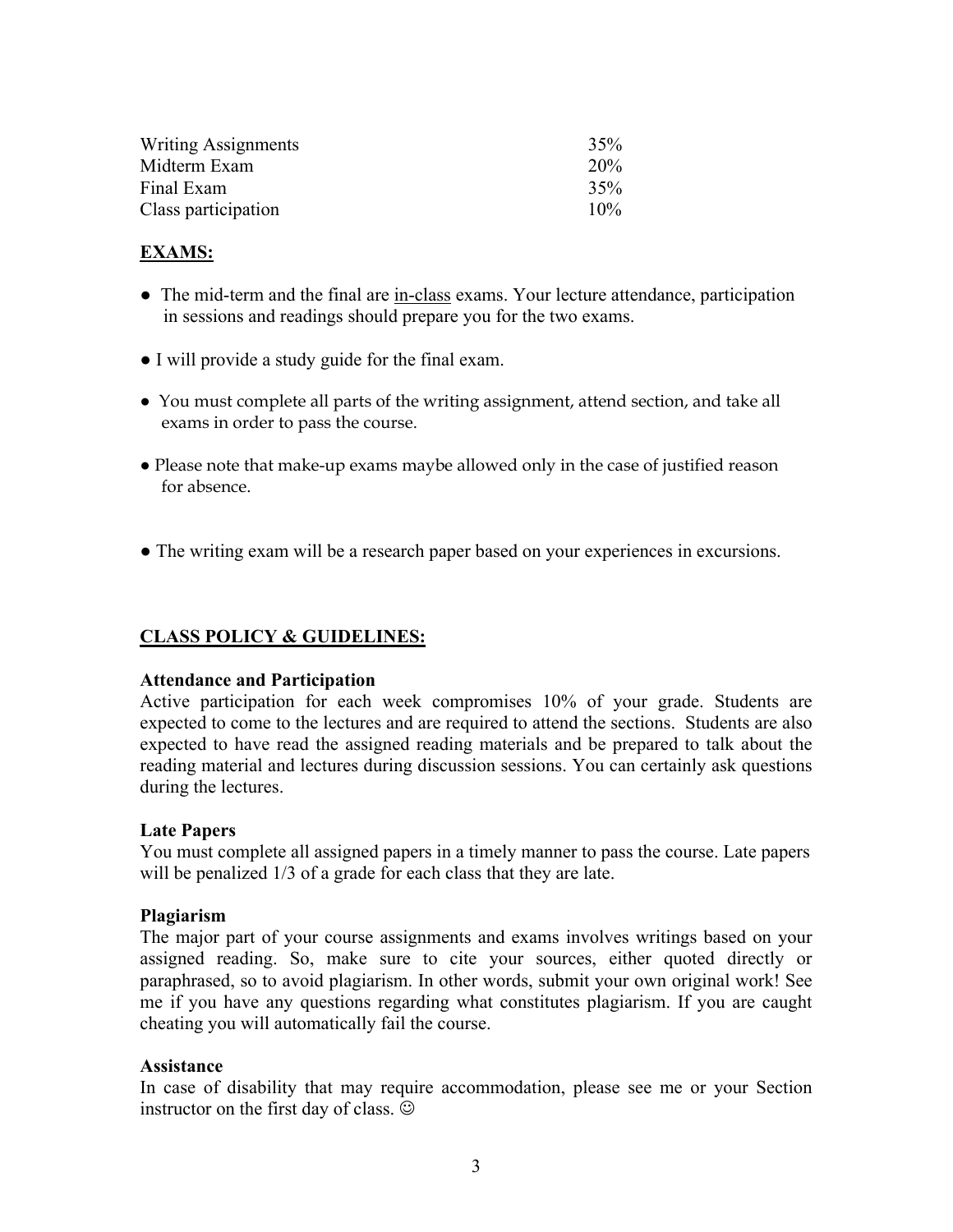| | |
|---|---|
| Writing Assignments | 35% |
| Midterm Exam | 20% |
| Final Exam | 35% |
| Class participation | 10% |

## **EXAMS:**

- The mid-term and the final are <u>in-class</u> exams. Your lecture attendance, participation in sessions and readings should prepare you for the two exams.

- I will provide a study guide for the final exam.

- You must complete all parts of the writing assignment, attend section, and take all exams in order to pass the course.

- Please note that make-up exams maybe allowed only in the case of justified reason for absence.

- The writing exam will be a research paper based on your experiences in excursions.

## **CLASS POLICY & GUIDELINES:**

### Attendance and Participation

Active participation for each week compromises 10% of your grade. Students are expected to come to the lectures and are required to attend the sections. Students are also expected to have read the assigned reading materials and be prepared to talk about the reading material and lectures during discussion sessions. You can certainly ask questions during the lectures.

### Late Papers

You must complete all assigned papers in a timely manner to pass the course. Late papers will be penalized 1/3 of a grade for each class that they are late.

### Plagiarism

The major part of your course assignments and exams involves writings based on your assigned reading. So, make sure to cite your sources, either quoted directly or paraphrased, so to avoid plagiarism. In other words, submit your own original work! See me if you have any questions regarding what constitutes plagiarism. If you are caught cheating you will automatically fail the course.

### Assistance

In case of disability that may require accommodation, please see me or your Section instructor on the first day of class. ☺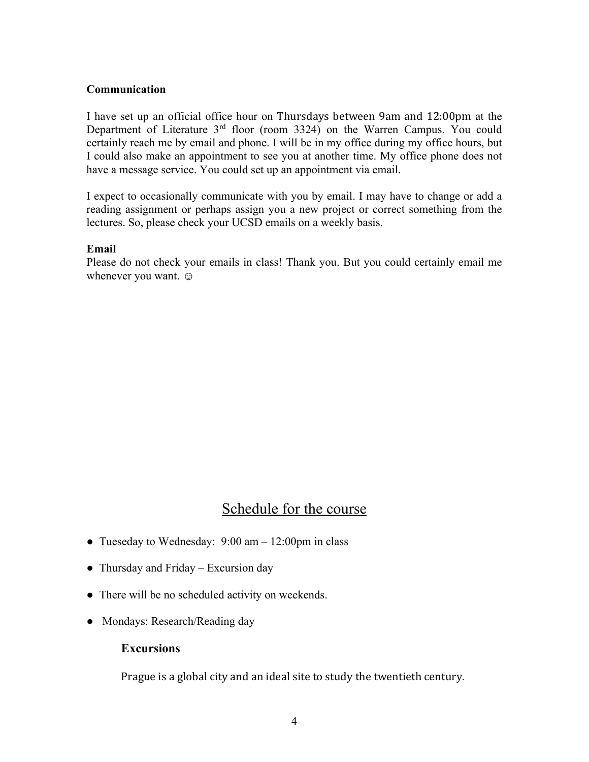**Communication**

I have set up an official office hour on Thursdays between 9am and 12:00pm at the Department of Literature 3rd floor (room 3324) on the Warren Campus. You could certainly reach me by email and phone. I will be in my office during my office hours, but I could also make an appointment to see you at another time. My office phone does not have a message service. You could set up an appointment via email.

I expect to occasionally communicate with you by email. I may have to change or add a reading assignment or perhaps assign you a new project or correct something from the lectures. So, please check your UCSD emails on a weekly basis.

**Email**

Please do not check your emails in class! Thank you. But you could certainly email me whenever you want. ☺

## Schedule for the course

- Tueseday to Wednesday: 9:00 am – 12:00pm in class
- Thursday and Friday – Excursion day
- There will be no scheduled activity on weekends.
- Mondays: Research/Reading day

### Excursions

Prague is a global city and an ideal site to study the twentieth century.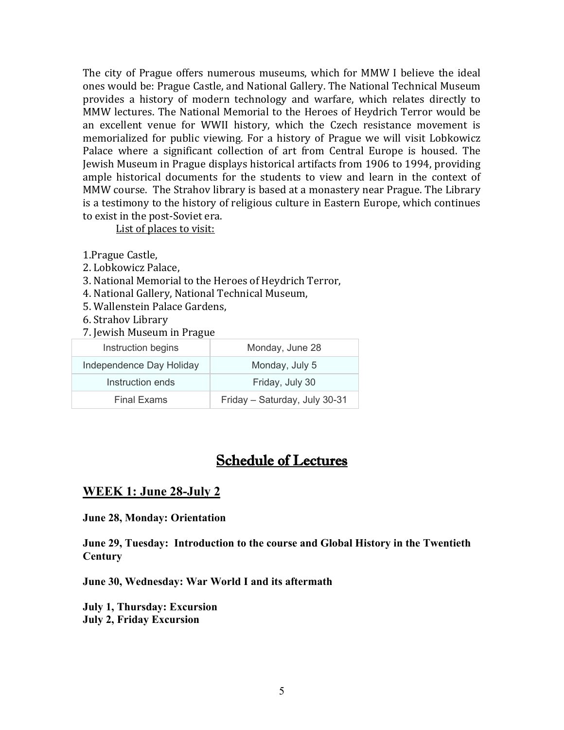The city of Prague offers numerous museums, which for MMW I believe the ideal ones would be: Prague Castle, and National Gallery. The National Technical Museum provides a history of modern technology and warfare, which relates directly to MMW lectures. The National Memorial to the Heroes of Heydrich Terror would be an excellent venue for WWII history, which the Czech resistance movement is memorialized for public viewing. For a history of Prague we will visit Lobkowicz Palace where a significant collection of art from Central Europe is housed. The Jewish Museum in Prague displays historical artifacts from 1906 to 1994, providing ample historical documents for the students to view and learn in the context of MMW course. The Strahov library is based at a monastery near Prague. The Library is a testimony to the history of religious culture in Eastern Europe, which continues to exist in the post-Soviet era.

<u>List of places to visit:</u>

1. Prague Castle,
2. Lobkowicz Palace,
3. National Memorial to the Heroes of Heydrich Terror,
4. National Gallery, National Technical Museum,
5. Wallenstein Palace Gardens,
6. Strahov Library
7. Jewish Museum in Prague

| Instruction begins | Monday, June 28 |
|---|---|
| Independence Day Holiday | Monday, July 5 |
| Instruction ends | Friday, July 30 |
| Final Exams | Friday – Saturday, July 30-31 |

# Schedule of Lectures

## WEEK 1: June 28-July 2

**June 28, Monday: Orientation**

**June 29, Tuesday: Introduction to the course and Global History in the Twentieth Century**

**June 30, Wednesday: War World I and its aftermath**

**July 1, Thursday: Excursion**
**July 2, Friday Excursion**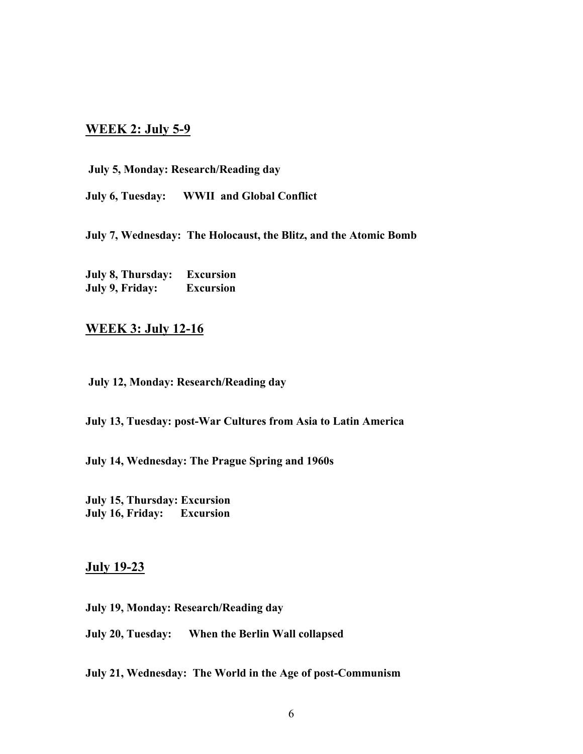## WEEK 2: July 5-9

**July 5, Monday: Research/Reading day**

**July 6, Tuesday: WWII and Global Conflict**

**July 7, Wednesday: The Holocaust, the Blitz, and the Atomic Bomb**

**July 8, Thursday: Excursion**
**July 9, Friday: Excursion**

## WEEK 3: July 12-16

**July 12, Monday: Research/Reading day**

**July 13, Tuesday: post-War Cultures from Asia to Latin America**

**July 14, Wednesday: The Prague Spring and 1960s**

**July 15, Thursday: Excursion**
**July 16, Friday: Excursion**

## July 19-23

**July 19, Monday: Research/Reading day**

**July 20, Tuesday: When the Berlin Wall collapsed**

**July 21, Wednesday: The World in the Age of post-Communism**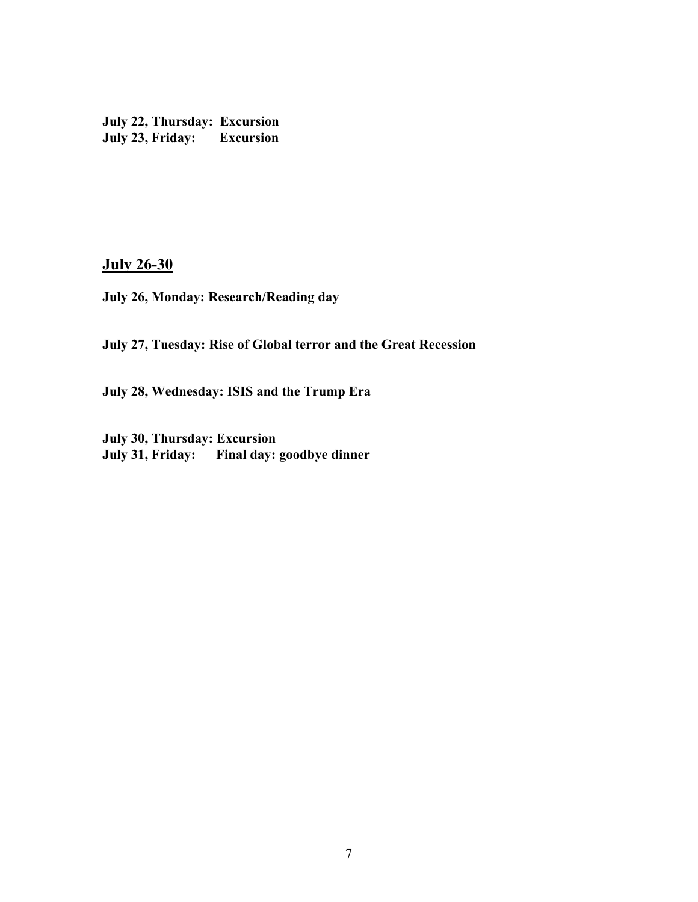**July 22, Thursday: Excursion**
**July 23, Friday: Excursion**

## July 26-30

**July 26, Monday: Research/Reading day**

**July 27, Tuesday: Rise of Global terror and the Great Recession**

**July 28, Wednesday: ISIS and the Trump Era**

**July 30, Thursday: Excursion**
**July 31, Friday: Final day: goodbye dinner**